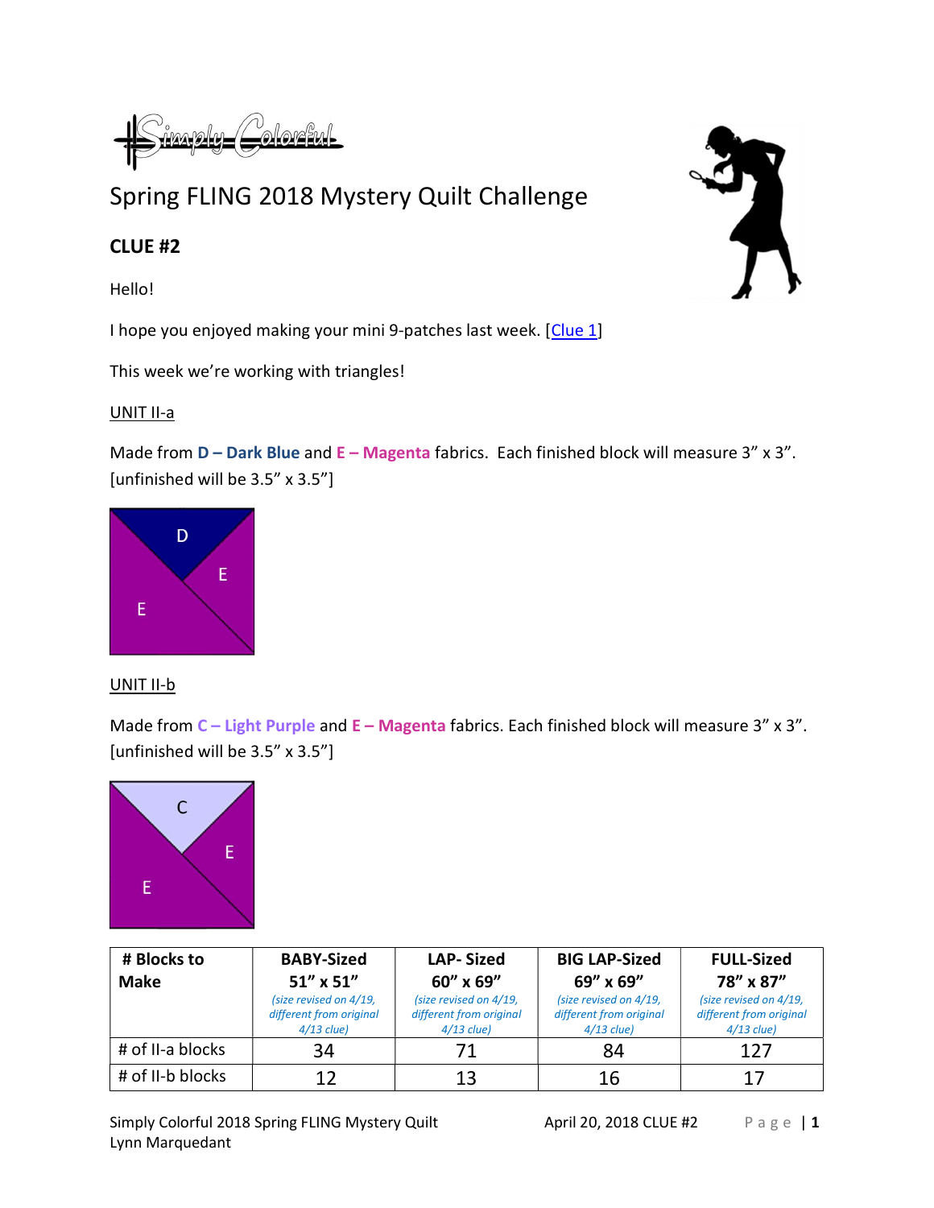Simply Colorful

# Spring FLING 2018 Mystery Quilt Challenge

## CLUE #2

Hello!

I hope you enjoyed making your mini 9-patches last week. [Clue 1]

This week we're working with triangles!

UNIT II-a

Made from **D – Dark Blue** and **E – Magenta** fabrics. Each finished block will measure 3" x 3". [unfinished will be 3.5" x 3.5"]

D E E

UNIT II-b

Made from **C – Light Purple** and **E – Magenta** fabrics. Each finished block will measure 3" x 3". [unfinished will be 3.5" x 3.5"]

C E E

| **# Blocks to Make** | **BABY-Sized 51" x 51"** *(size revised on 4/19, different from original 4/13 clue)* | **LAP- Sized 60" x 69"** *(size revised on 4/19, different from original 4/13 clue)* | **BIG LAP-Sized 69" x 69"** *(size revised on 4/19, different from original 4/13 clue)* | **FULL-Sized 78" x 87"** *(size revised on 4/19, different from original 4/13 clue)* |
|---|---|---|---|---|
| # of II-a blocks | 34 | 71 | 84 | 127 |
| # of II-b blocks | 12 | 13 | 16 | 17 |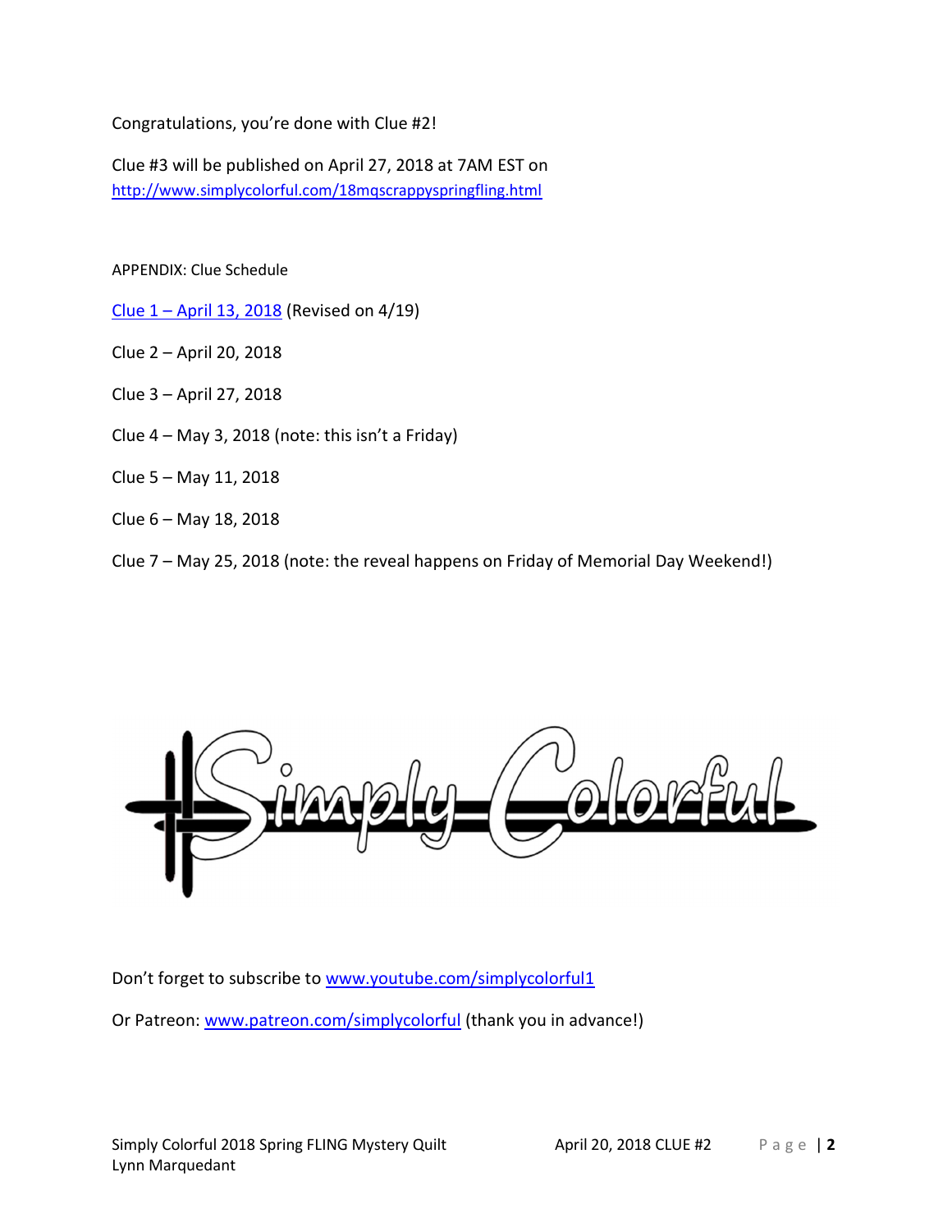Congratulations, you're done with Clue #2!

Clue #3 will be published on April 27, 2018 at 7AM EST on
http://www.simplycolorful.com/18mqscrappyspringfling.html

APPENDIX: Clue Schedule

Clue 1 – April 13, 2018 (Revised on 4/19)

Clue 2 – April 20, 2018

Clue 3 – April 27, 2018

Clue 4 – May 3, 2018 (note: this isn't a Friday)

Clue 5 – May 11, 2018

Clue 6 – May 18, 2018

Clue 7 – May 25, 2018 (note: the reveal happens on Friday of Memorial Day Weekend!)

Simply Colorful

Don't forget to subscribe to www.youtube.com/simplycolorful1

Or Patreon: www.patreon.com/simplycolorful (thank you in advance!)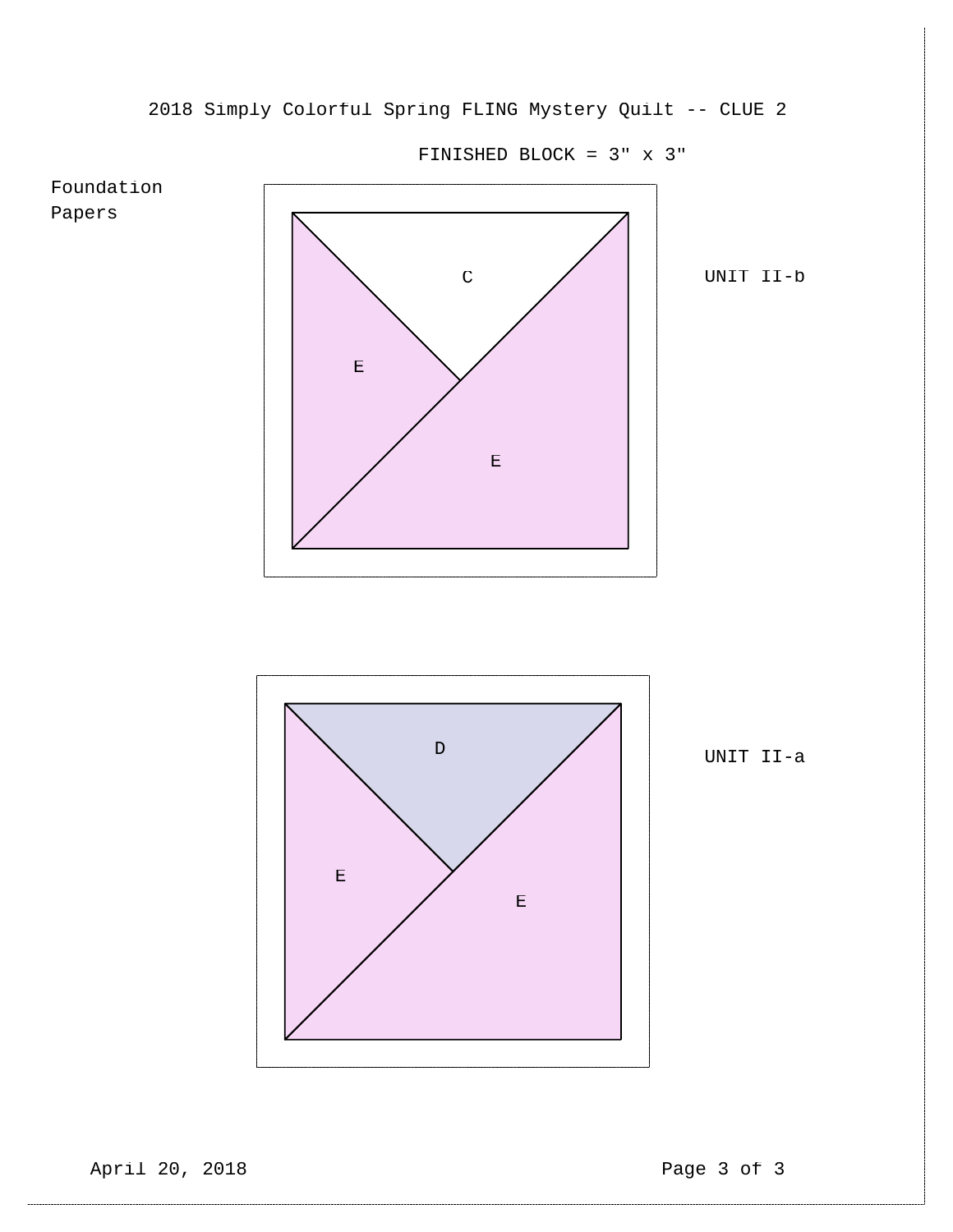# 2018 Simply Colorful Spring FLING Mystery Quilt -- CLUE 2

FINISHED BLOCK = 3" x 3"

Foundation Papers

C

E

E

UNIT II-b

D

E

E

UNIT II-a

April 20, 2018